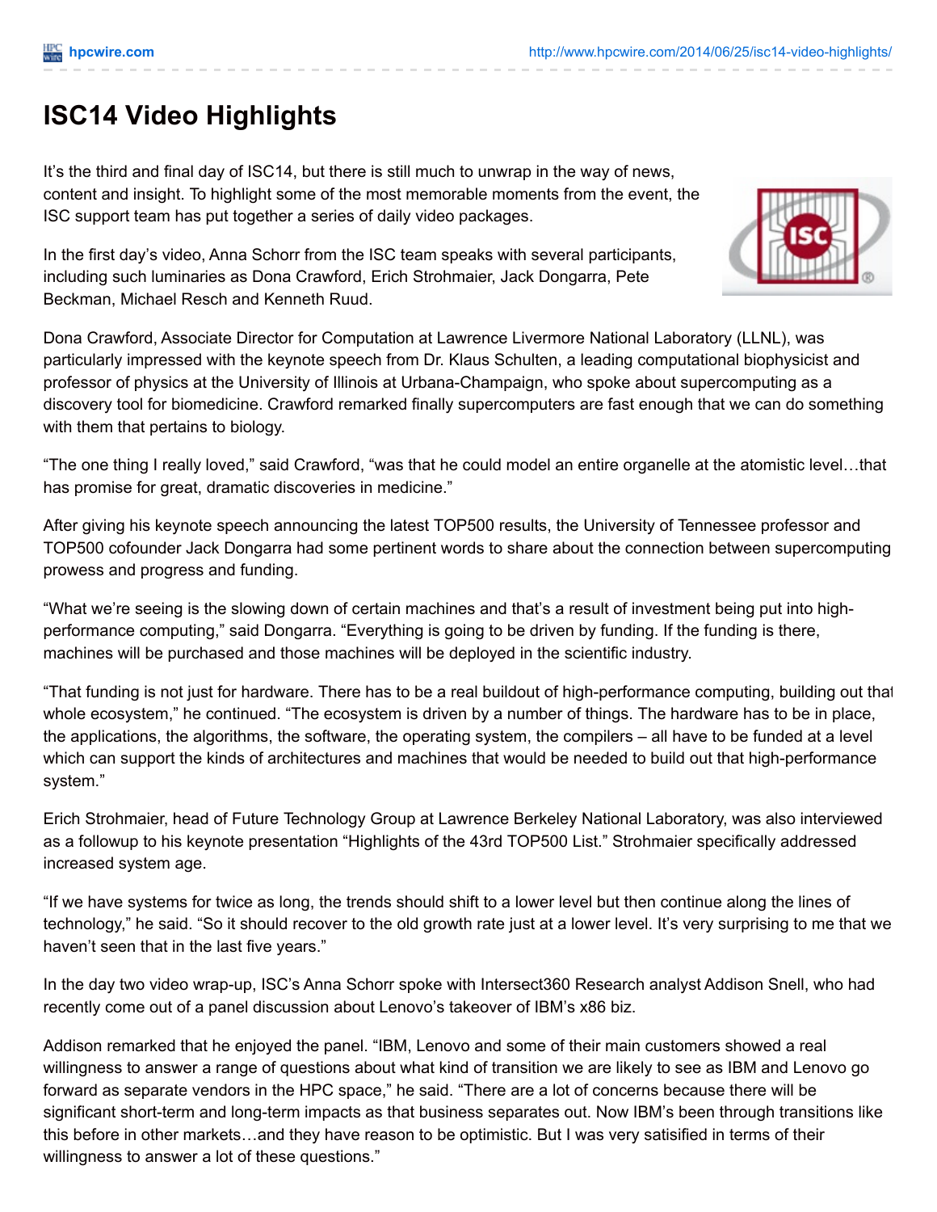# ISC14 Video Highlights

It's the third and final day of ISC14, but there is still much to unwrap in the way of news, content and insight. To highlight some of the most memorable moments from the event, the ISC support team has put together a series of daily video packages.

In the first day's video, Anna Schorr from the ISC team speaks with several participants, including such luminaries as Dona Crawford, Erich Strohmaier, Jack Dongarra, Pete Beckman, Michael Resch and Kenneth Ruud.

Dona Crawford, Associate Director for Computation at Lawrence Livermore National Laboratory (LLNL), was particularly impressed with the keynote speech from Dr. Klaus Schulten, a leading computational biophysicist and professor of physics at the University of Illinois at Urbana-Champaign, who spoke about supercomputing as a discovery tool for biomedicine. Crawford remarked finally supercomputers are fast enough that we can do something with them that pertains to biology.

"The one thing I really loved," said Crawford, "was that he could model an entire organelle at the atomistic level…that has promise for great, dramatic discoveries in medicine."

After giving his keynote speech announcing the latest TOP500 results, the University of Tennessee professor and TOP500 cofounder Jack Dongarra had some pertinent words to share about the connection between supercomputing prowess and progress and funding.

"What we're seeing is the slowing down of certain machines and that's a result of investment being put into high-performance computing," said Dongarra. "Everything is going to be driven by funding. If the funding is there, machines will be purchased and those machines will be deployed in the scientific industry.

"That funding is not just for hardware. There has to be a real buildout of high-performance computing, building out that whole ecosystem," he continued. "The ecosystem is driven by a number of things. The hardware has to be in place, the applications, the algorithms, the software, the operating system, the compilers – all have to be funded at a level which can support the kinds of architectures and machines that would be needed to build out that high-performance system."

Erich Strohmaier, head of Future Technology Group at Lawrence Berkeley National Laboratory, was also interviewed as a followup to his keynote presentation "Highlights of the 43rd TOP500 List." Strohmaier specifically addressed increased system age.

"If we have systems for twice as long, the trends should shift to a lower level but then continue along the lines of technology," he said. "So it should recover to the old growth rate just at a lower level. It's very surprising to me that we haven't seen that in the last five years."

In the day two video wrap-up, ISC's Anna Schorr spoke with Intersect360 Research analyst Addison Snell, who had recently come out of a panel discussion about Lenovo's takeover of IBM's x86 biz.

Addison remarked that he enjoyed the panel. "IBM, Lenovo and some of their main customers showed a real willingness to answer a range of questions about what kind of transition we are likely to see as IBM and Lenovo go forward as separate vendors in the HPC space," he said. "There are a lot of concerns because there will be significant short-term and long-term impacts as that business separates out. Now IBM's been through transitions like this before in other markets…and they have reason to be optimistic. But I was very satisified in terms of their willingness to answer a lot of these questions."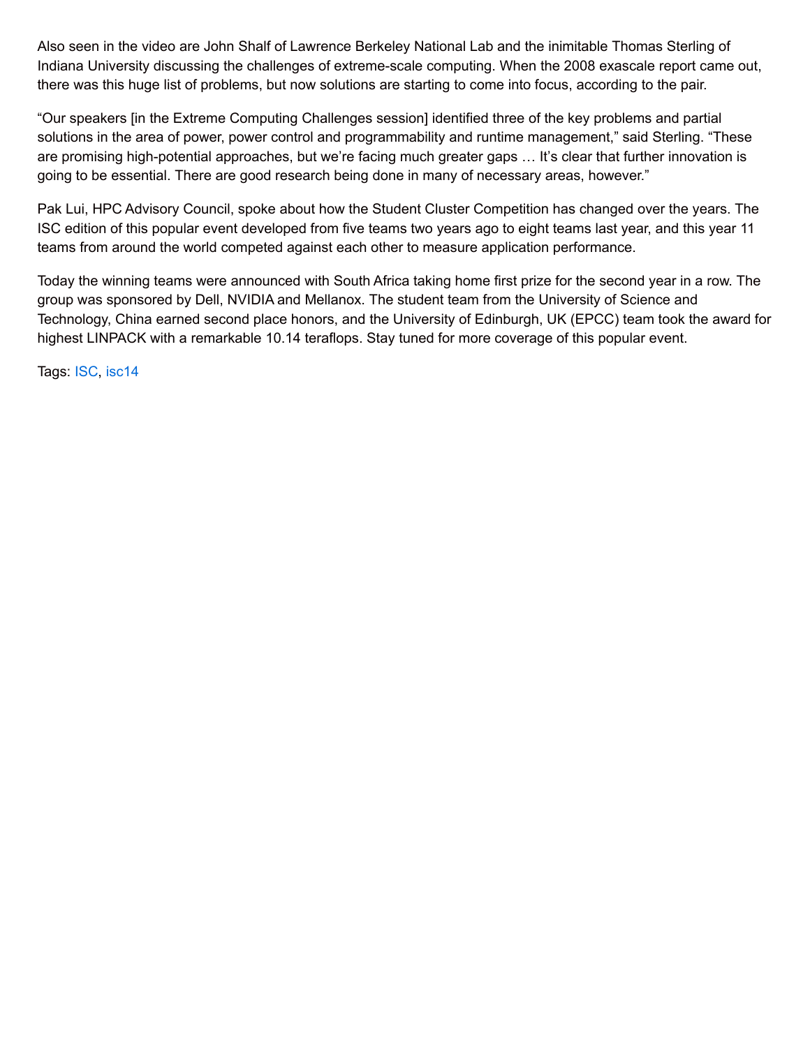Also seen in the video are John Shalf of Lawrence Berkeley National Lab and the inimitable Thomas Sterling of Indiana University discussing the challenges of extreme-scale computing. When the 2008 exascale report came out, there was this huge list of problems, but now solutions are starting to come into focus, according to the pair.

"Our speakers [in the Extreme Computing Challenges session] identified three of the key problems and partial solutions in the area of power, power control and programmability and runtime management," said Sterling. "These are promising high-potential approaches, but we're facing much greater gaps … It's clear that further innovation is going to be essential. There are good research being done in many of necessary areas, however."

Pak Lui, HPC Advisory Council, spoke about how the Student Cluster Competition has changed over the years. The ISC edition of this popular event developed from five teams two years ago to eight teams last year, and this year 11 teams from around the world competed against each other to measure application performance.

Today the winning teams were announced with South Africa taking home first prize for the second year in a row. The group was sponsored by Dell, NVIDIA and Mellanox. The student team from the University of Science and Technology, China earned second place honors, and the University of Edinburgh, UK (EPCC) team took the award for highest LINPACK with a remarkable 10.14 teraflops. Stay tuned for more coverage of this popular event.

Tags: ISC, isc14